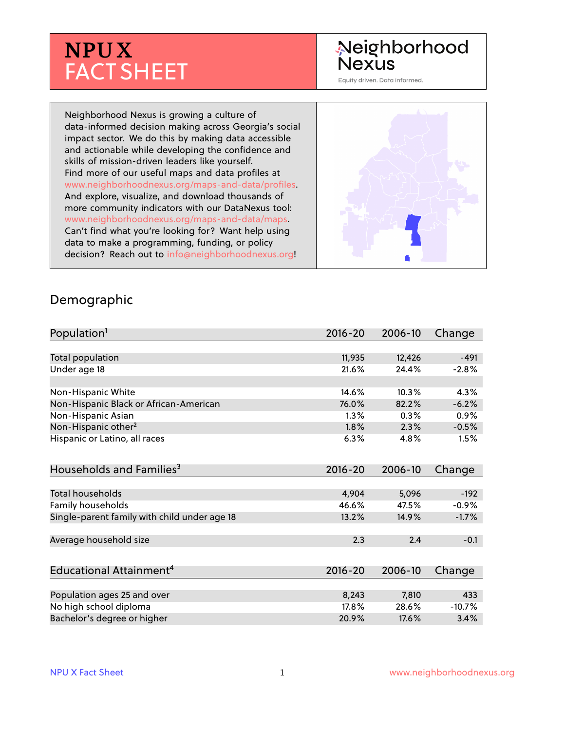# NPU X FACT SHEET

Neighborhood Nexus

Equity driven. Data informed.

Neighborhood Nexus is growing a culture of data-informed decision making across Georgia's social impact sector. We do this by making data accessible and actionable while developing the confidence and skills of mission-driven leaders like yourself. Find more of our useful maps and data profiles at www.neighborhoodnexus.org/maps-and-data/profiles. And explore, visualize, and download thousands of more community indicators with our DataNexus tool: www.neighborhoodnexus.org/maps-and-data/maps. Can't find what you're looking for? Want help using data to make a programming, funding, or policy decision? Reach out to info@neighborhoodnexus.org!

## Demographic

| Population[1] | 2016-20 | 2006-10 | Change |
|---|---|---|---|
| Total population | 11,935 | 12,426 | -491 |
| Under age 18 | 21.6% | 24.4% | -2.8% |
| | | | |
| Non-Hispanic White | 14.6% | 10.3% | 4.3% |
| Non-Hispanic Black or African-American | 76.0% | 82.2% | -6.2% |
| Non-Hispanic Asian | 1.3% | 0.3% | 0.9% |
| Non-Hispanic other[2] | 1.8% | 2.3% | -0.5% |
| Hispanic or Latino, all races | 6.3% | 4.8% | 1.5% |

| Households and Families[3] | 2016-20 | 2006-10 | Change |
|---|---|---|---|
| Total households | 4,904 | 5,096 | -192 |
| Family households | 46.6% | 47.5% | -0.9% |
| Single-parent family with child under age 18 | 13.2% | 14.9% | -1.7% |
| | | | |
| Average household size | 2.3 | 2.4 | -0.1 |

| Educational Attainment[4] | 2016-20 | 2006-10 | Change |
|---|---|---|---|
| Population ages 25 and over | 8,243 | 7,810 | 433 |
| No high school diploma | 17.8% | 28.6% | -10.7% |
| Bachelor's degree or higher | 20.9% | 17.6% | 3.4% |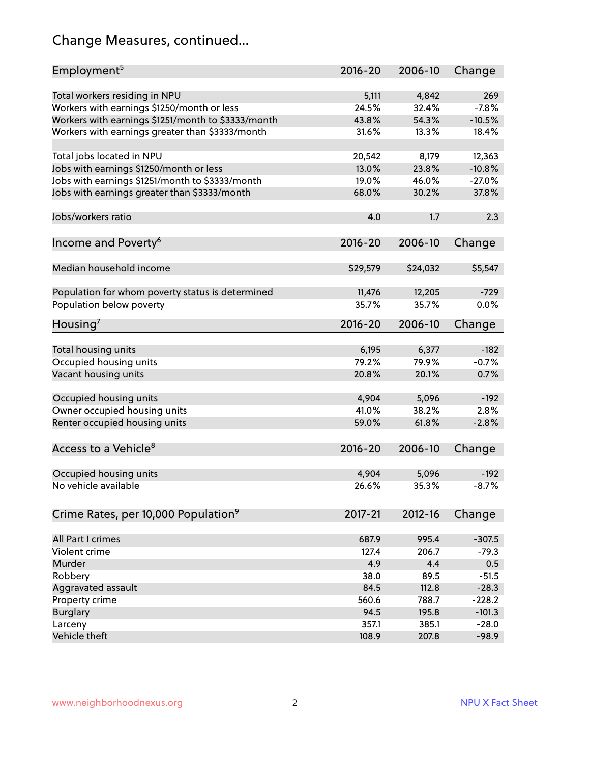# Change Measures, continued...

| Employment[5] | 2016-20 | 2006-10 | Change |
|---|---|---|---|
| Total workers residing in NPU | 5,111 | 4,842 | 269 |
| Workers with earnings $1250/month or less | 24.5% | 32.4% | -7.8% |
| Workers with earnings $1251/month to $3333/month | 43.8% | 54.3% | -10.5% |
| Workers with earnings greater than $3333/month | 31.6% | 13.3% | 18.4% |
| | | | |
| Total jobs located in NPU | 20,542 | 8,179 | 12,363 |
| Jobs with earnings $1250/month or less | 13.0% | 23.8% | -10.8% |
| Jobs with earnings $1251/month to $3333/month | 19.0% | 46.0% | -27.0% |
| Jobs with earnings greater than $3333/month | 68.0% | 30.2% | 37.8% |
| | | | |
| Jobs/workers ratio | 4.0 | 1.7 | 2.3 |

| Income and Poverty[6] | 2016-20 | 2006-10 | Change |
|---|---|---|---|
| Median household income | $29,579 | $24,032 | $5,547 |
| | | | |
| Population for whom poverty status is determined | 11,476 | 12,205 | -729 |
| Population below poverty | 35.7% | 35.7% | 0.0% |

| Housing[7] | 2016-20 | 2006-10 | Change |
|---|---|---|---|
| Total housing units | 6,195 | 6,377 | -182 |
| Occupied housing units | 79.2% | 79.9% | -0.7% |
| Vacant housing units | 20.8% | 20.1% | 0.7% |
| | | | |
| Occupied housing units | 4,904 | 5,096 | -192 |
| Owner occupied housing units | 41.0% | 38.2% | 2.8% |
| Renter occupied housing units | 59.0% | 61.8% | -2.8% |

| Access to a Vehicle[8] | 2016-20 | 2006-10 | Change |
|---|---|---|---|
| Occupied housing units | 4,904 | 5,096 | -192 |
| No vehicle available | 26.6% | 35.3% | -8.7% |

| Crime Rates, per 10,000 Population[9] | 2017-21 | 2012-16 | Change |
|---|---|---|---|
| All Part I crimes | 687.9 | 995.4 | -307.5 |
| Violent crime | 127.4 | 206.7 | -79.3 |
| Murder | 4.9 | 4.4 | 0.5 |
| Robbery | 38.0 | 89.5 | -51.5 |
| Aggravated assault | 84.5 | 112.8 | -28.3 |
| Property crime | 560.6 | 788.7 | -228.2 |
| Burglary | 94.5 | 195.8 | -101.3 |
| Larceny | 357.1 | 385.1 | -28.0 |
| Vehicle theft | 108.9 | 207.8 | -98.9 |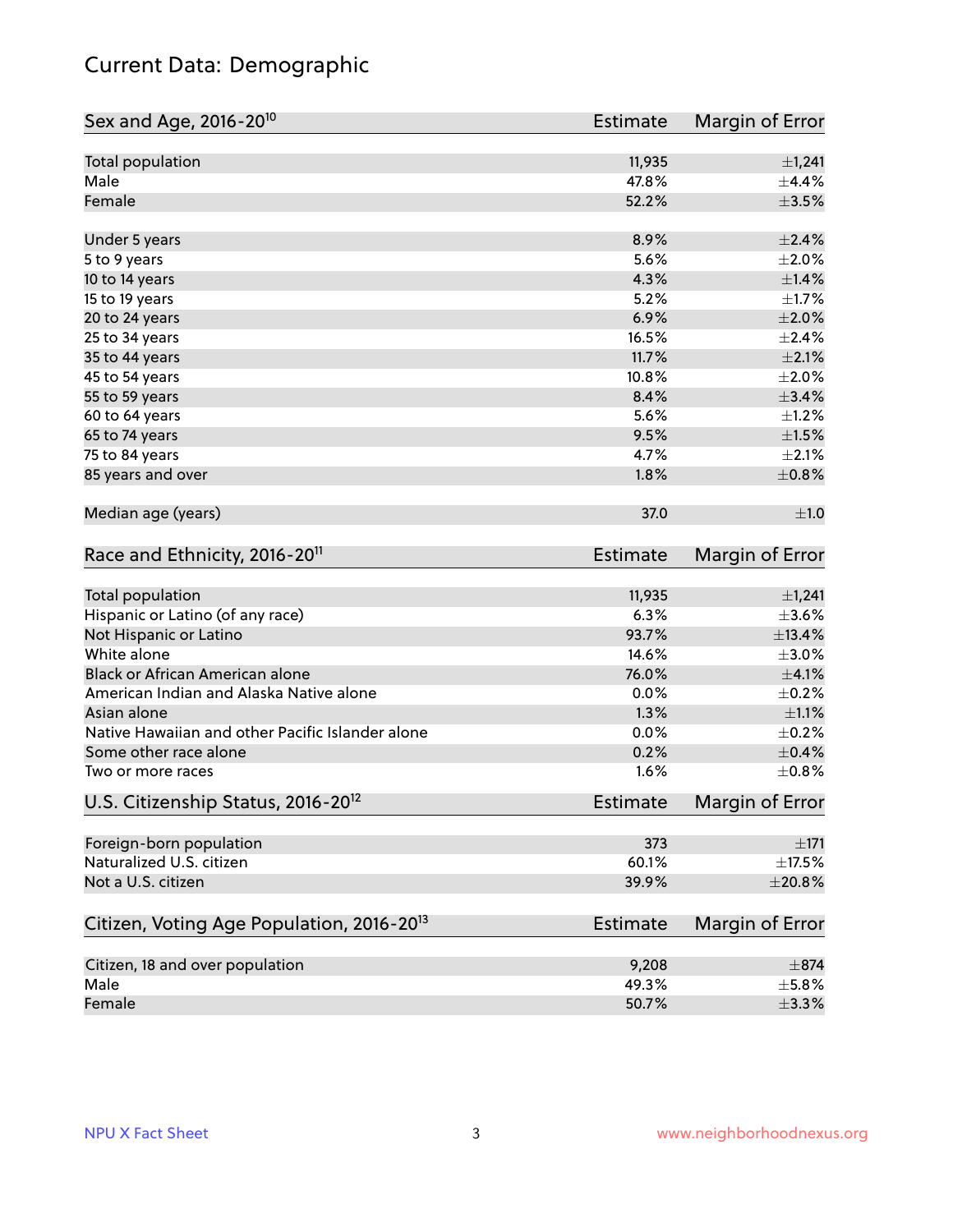# Current Data: Demographic

| Sex and Age, 2016-20[10] | Estimate | Margin of Error |
|---|---|---|
| Total population | 11,935 | ±1,241 |
| Male | 47.8% | ±4.4% |
| Female | 52.2% | ±3.5% |
| Under 5 years | 8.9% | ±2.4% |
| 5 to 9 years | 5.6% | ±2.0% |
| 10 to 14 years | 4.3% | ±1.4% |
| 15 to 19 years | 5.2% | ±1.7% |
| 20 to 24 years | 6.9% | ±2.0% |
| 25 to 34 years | 16.5% | ±2.4% |
| 35 to 44 years | 11.7% | ±2.1% |
| 45 to 54 years | 10.8% | ±2.0% |
| 55 to 59 years | 8.4% | ±3.4% |
| 60 to 64 years | 5.6% | ±1.2% |
| 65 to 74 years | 9.5% | ±1.5% |
| 75 to 84 years | 4.7% | ±2.1% |
| 85 years and over | 1.8% | ±0.8% |
| Median age (years) | 37.0 | ±1.0 |

| Race and Ethnicity, 2016-20[11] | Estimate | Margin of Error |
|---|---|---|
| Total population | 11,935 | ±1,241 |
| Hispanic or Latino (of any race) | 6.3% | ±3.6% |
| Not Hispanic or Latino | 93.7% | ±13.4% |
| White alone | 14.6% | ±3.0% |
| Black or African American alone | 76.0% | ±4.1% |
| American Indian and Alaska Native alone | 0.0% | ±0.2% |
| Asian alone | 1.3% | ±1.1% |
| Native Hawaiian and other Pacific Islander alone | 0.0% | ±0.2% |
| Some other race alone | 0.2% | ±0.4% |
| Two or more races | 1.6% | ±0.8% |

| U.S. Citizenship Status, 2016-20[12] | Estimate | Margin of Error |
|---|---|---|
| Foreign-born population | 373 | ±171 |
| Naturalized U.S. citizen | 60.1% | ±17.5% |
| Not a U.S. citizen | 39.9% | ±20.8% |

| Citizen, Voting Age Population, 2016-20[13] | Estimate | Margin of Error |
|---|---|---|
| Citizen, 18 and over population | 9,208 | ±874 |
| Male | 49.3% | ±5.8% |
| Female | 50.7% | ±3.3% |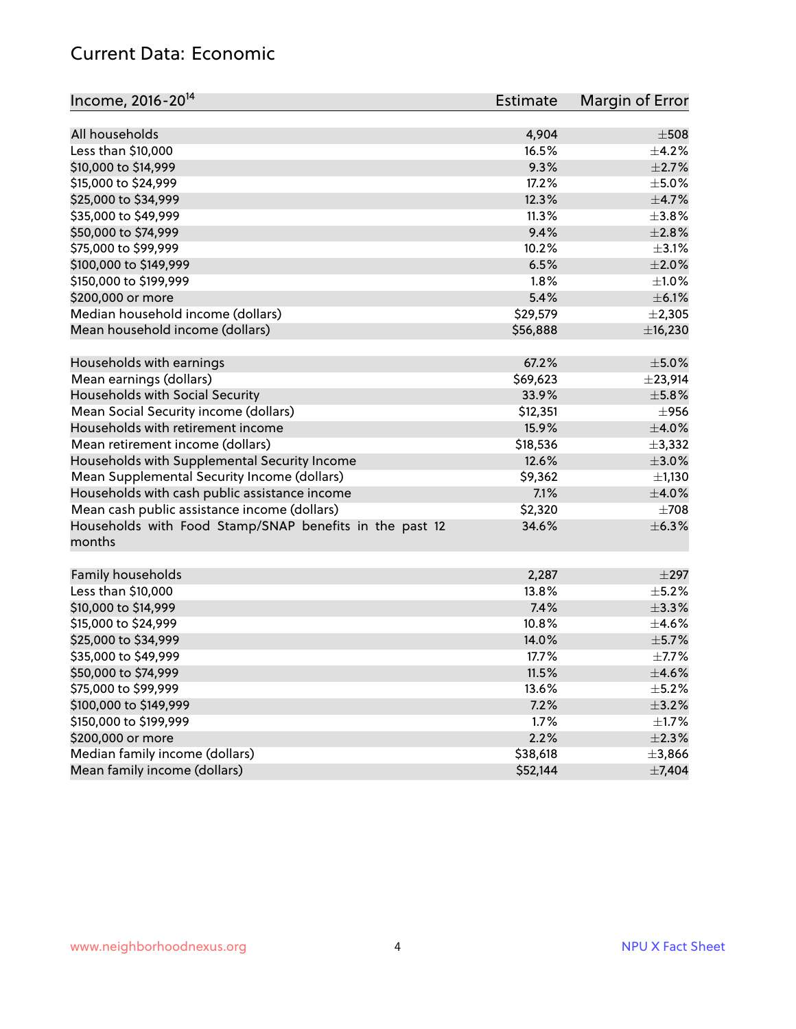## Current Data: Economic

| Income, 2016-20[14] | Estimate | Margin of Error |
|---|---|---|
| All households | 4,904 | ±508 |
| Less than $10,000 | 16.5% | ±4.2% |
| $10,000 to $14,999 | 9.3% | ±2.7% |
| $15,000 to $24,999 | 17.2% | ±5.0% |
| $25,000 to $34,999 | 12.3% | ±4.7% |
| $35,000 to $49,999 | 11.3% | ±3.8% |
| $50,000 to $74,999 | 9.4% | ±2.8% |
| $75,000 to $99,999 | 10.2% | ±3.1% |
| $100,000 to $149,999 | 6.5% | ±2.0% |
| $150,000 to $199,999 | 1.8% | ±1.0% |
| $200,000 or more | 5.4% | ±6.1% |
| Median household income (dollars) | $29,579 | ±2,305 |
| Mean household income (dollars) | $56,888 | ±16,230 |
| | | |
| Households with earnings | 67.2% | ±5.0% |
| Mean earnings (dollars) | $69,623 | ±23,914 |
| Households with Social Security | 33.9% | ±5.8% |
| Mean Social Security income (dollars) | $12,351 | ±956 |
| Households with retirement income | 15.9% | ±4.0% |
| Mean retirement income (dollars) | $18,536 | ±3,332 |
| Households with Supplemental Security Income | 12.6% | ±3.0% |
| Mean Supplemental Security Income (dollars) | $9,362 | ±1,130 |
| Households with cash public assistance income | 7.1% | ±4.0% |
| Mean cash public assistance income (dollars) | $2,320 | ±708 |
| Households with Food Stamp/SNAP benefits in the past 12 months | 34.6% | ±6.3% |
| | | |
| Family households | 2,287 | ±297 |
| Less than $10,000 | 13.8% | ±5.2% |
| $10,000 to $14,999 | 7.4% | ±3.3% |
| $15,000 to $24,999 | 10.8% | ±4.6% |
| $25,000 to $34,999 | 14.0% | ±5.7% |
| $35,000 to $49,999 | 17.7% | ±7.7% |
| $50,000 to $74,999 | 11.5% | ±4.6% |
| $75,000 to $99,999 | 13.6% | ±5.2% |
| $100,000 to $149,999 | 7.2% | ±3.2% |
| $150,000 to $199,999 | 1.7% | ±1.7% |
| $200,000 or more | 2.2% | ±2.3% |
| Median family income (dollars) | $38,618 | ±3,866 |
| Mean family income (dollars) | $52,144 | ±7,404 |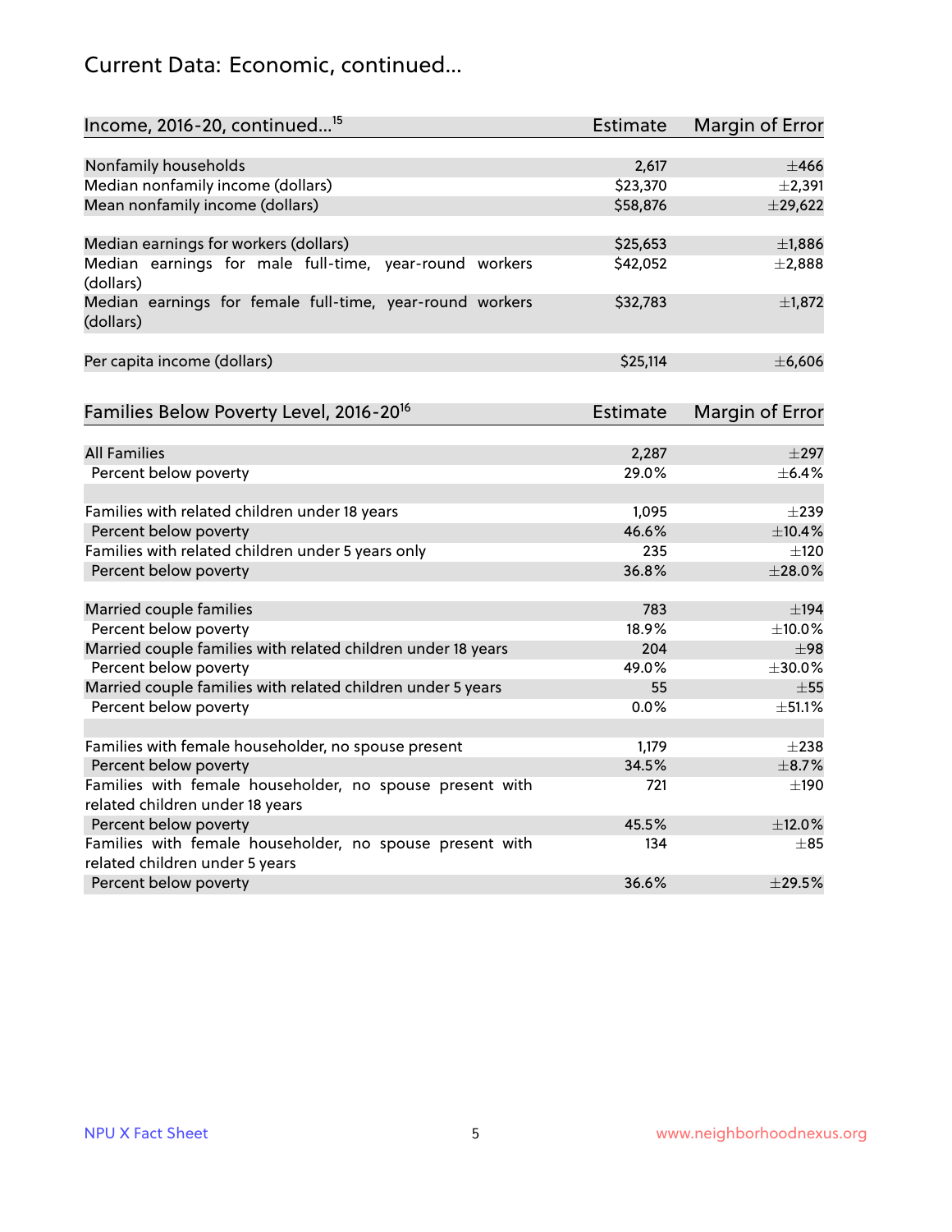# Current Data: Economic, continued...

| Income, 2016-20, continued...[15] | Estimate | Margin of Error |
|---|---|---|
| Nonfamily households | 2,617 | ±466 |
| Median nonfamily income (dollars) | $23,370 | ±2,391 |
| Mean nonfamily income (dollars) | $58,876 | ±29,622 |
| | | |
| Median earnings for workers (dollars) | $25,653 | ±1,886 |
| Median earnings for male full-time, year-round workers (dollars) | $42,052 | ±2,888 |
| Median earnings for female full-time, year-round workers (dollars) | $32,783 | ±1,872 |
| | | |
| Per capita income (dollars) | $25,114 | ±6,606 |

| Families Below Poverty Level, 2016-20[16] | Estimate | Margin of Error |
|---|---|---|
| All Families | 2,287 | ±297 |
| Percent below poverty | 29.0% | ±6.4% |
| | | |
| Families with related children under 18 years | 1,095 | ±239 |
| Percent below poverty | 46.6% | ±10.4% |
| Families with related children under 5 years only | 235 | ±120 |
| Percent below poverty | 36.8% | ±28.0% |
| | | |
| Married couple families | 783 | ±194 |
| Percent below poverty | 18.9% | ±10.0% |
| Married couple families with related children under 18 years | 204 | ±98 |
| Percent below poverty | 49.0% | ±30.0% |
| Married couple families with related children under 5 years | 55 | ±55 |
| Percent below poverty | 0.0% | ±51.1% |
| | | |
| Families with female householder, no spouse present | 1,179 | ±238 |
| Percent below poverty | 34.5% | ±8.7% |
| Families with female householder, no spouse present with related children under 18 years | 721 | ±190 |
| Percent below poverty | 45.5% | ±12.0% |
| Families with female householder, no spouse present with related children under 5 years | 134 | ±85 |
| Percent below poverty | 36.6% | ±29.5% |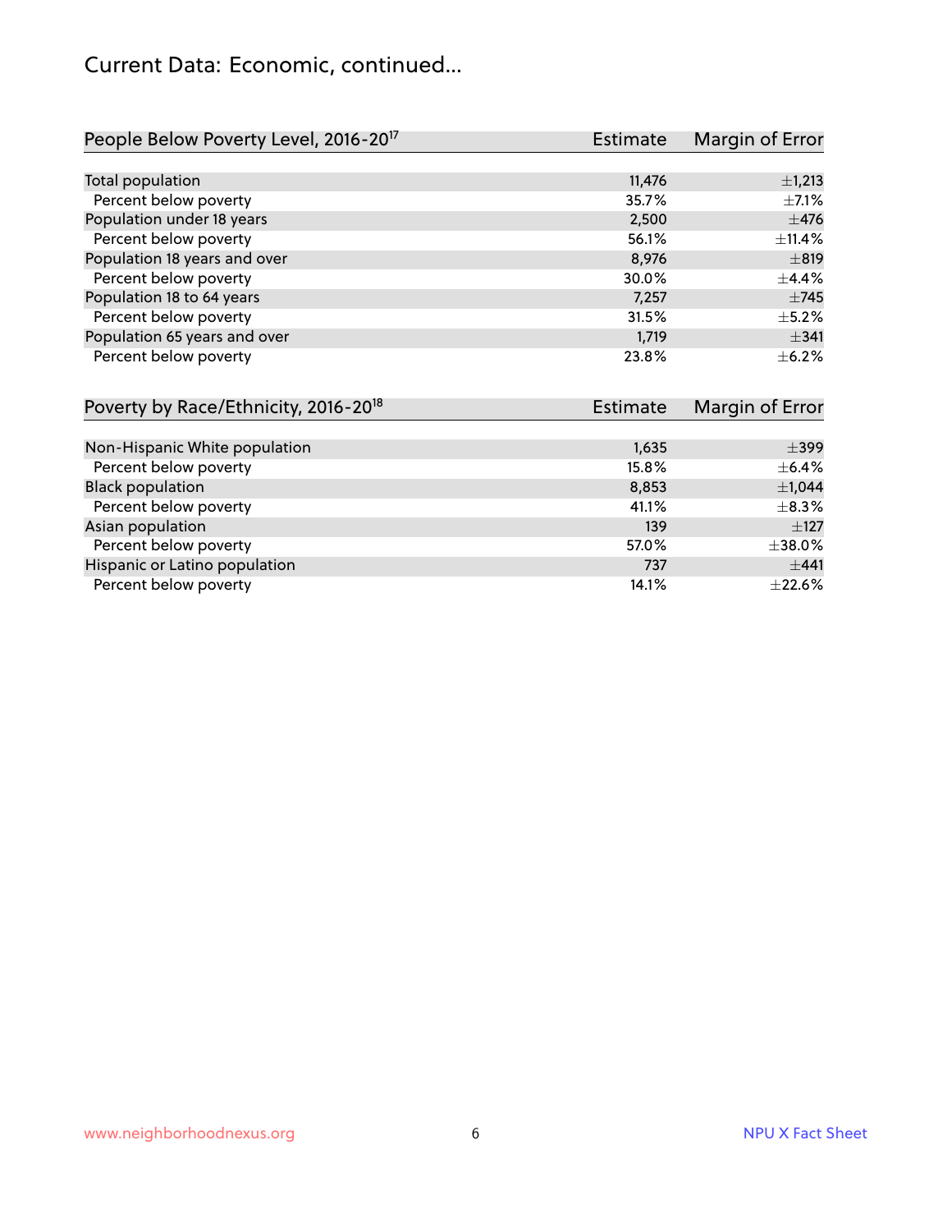# Current Data: Economic, continued...

| People Below Poverty Level, 2016-20[17] | Estimate | Margin of Error |
|---|---|---|
| Total population | 11,476 | ±1,213 |
| Percent below poverty | 35.7% | ±7.1% |
| Population under 18 years | 2,500 | ±476 |
| Percent below poverty | 56.1% | ±11.4% |
| Population 18 years and over | 8,976 | ±819 |
| Percent below poverty | 30.0% | ±4.4% |
| Population 18 to 64 years | 7,257 | ±745 |
| Percent below poverty | 31.5% | ±5.2% |
| Population 65 years and over | 1,719 | ±341 |
| Percent below poverty | 23.8% | ±6.2% |

| Poverty by Race/Ethnicity, 2016-20[18] | Estimate | Margin of Error |
|---|---|---|
| Non-Hispanic White population | 1,635 | ±399 |
| Percent below poverty | 15.8% | ±6.4% |
| Black population | 8,853 | ±1,044 |
| Percent below poverty | 41.1% | ±8.3% |
| Asian population | 139 | ±127 |
| Percent below poverty | 57.0% | ±38.0% |
| Hispanic or Latino population | 737 | ±441 |
| Percent below poverty | 14.1% | ±22.6% |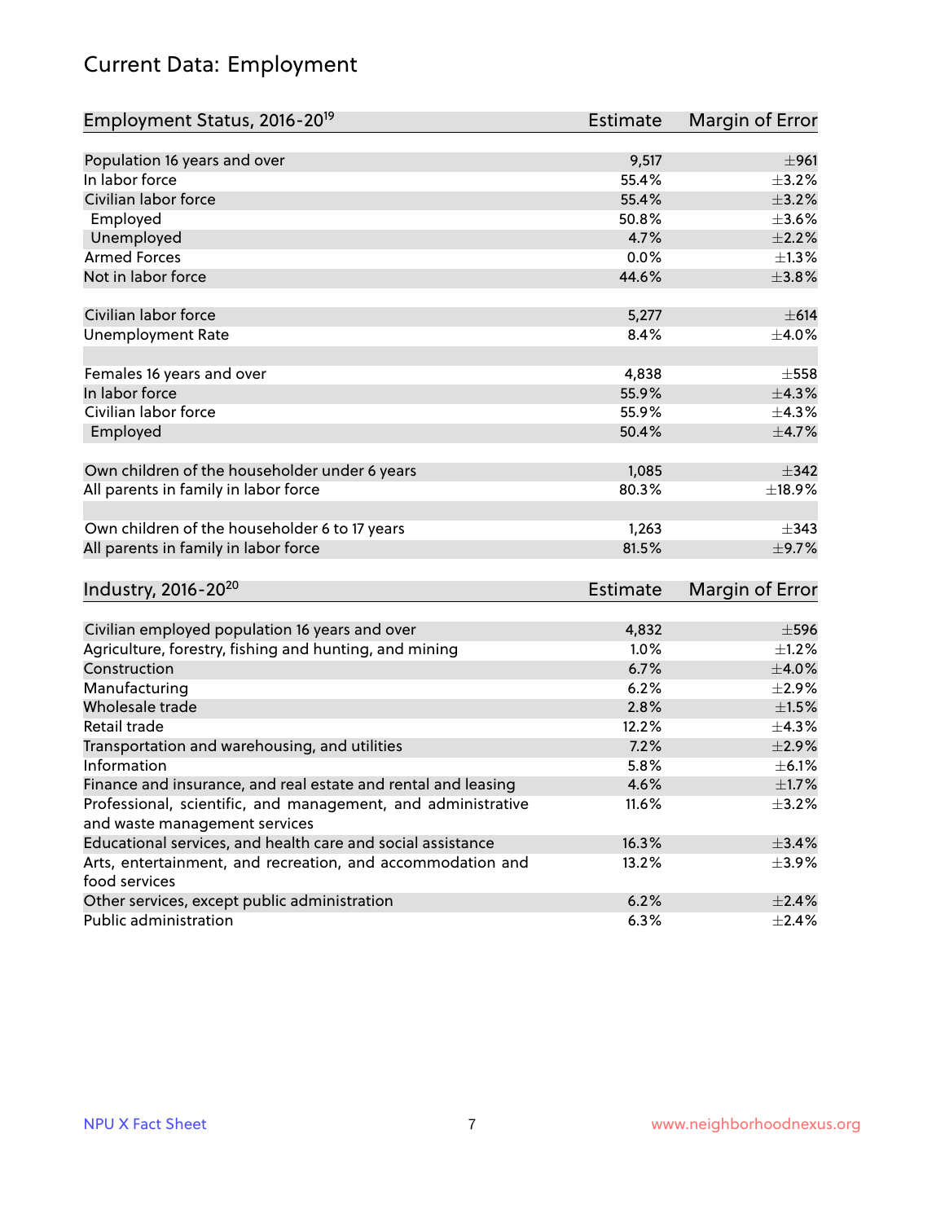# Current Data: Employment

| Employment Status, 2016-20[19] | Estimate | Margin of Error |
|---|---|---|
| Population 16 years and over | 9,517 | ±961 |
| In labor force | 55.4% | ±3.2% |
| Civilian labor force | 55.4% | ±3.2% |
| Employed | 50.8% | ±3.6% |
| Unemployed | 4.7% | ±2.2% |
| Armed Forces | 0.0% | ±1.3% |
| Not in labor force | 44.6% | ±3.8% |
| | | |
| Civilian labor force | 5,277 | ±614 |
| Unemployment Rate | 8.4% | ±4.0% |
| | | |
| Females 16 years and over | 4,838 | ±558 |
| In labor force | 55.9% | ±4.3% |
| Civilian labor force | 55.9% | ±4.3% |
| Employed | 50.4% | ±4.7% |
| | | |
| Own children of the householder under 6 years | 1,085 | ±342 |
| All parents in family in labor force | 80.3% | ±18.9% |
| | | |
| Own children of the householder 6 to 17 years | 1,263 | ±343 |
| All parents in family in labor force | 81.5% | ±9.7% |

| Industry, 2016-20[20] | Estimate | Margin of Error |
|---|---|---|
| Civilian employed population 16 years and over | 4,832 | ±596 |
| Agriculture, forestry, fishing and hunting, and mining | 1.0% | ±1.2% |
| Construction | 6.7% | ±4.0% |
| Manufacturing | 6.2% | ±2.9% |
| Wholesale trade | 2.8% | ±1.5% |
| Retail trade | 12.2% | ±4.3% |
| Transportation and warehousing, and utilities | 7.2% | ±2.9% |
| Information | 5.8% | ±6.1% |
| Finance and insurance, and real estate and rental and leasing | 4.6% | ±1.7% |
| Professional, scientific, and management, and administrative and waste management services | 11.6% | ±3.2% |
| Educational services, and health care and social assistance | 16.3% | ±3.4% |
| Arts, entertainment, and recreation, and accommodation and food services | 13.2% | ±3.9% |
| Other services, except public administration | 6.2% | ±2.4% |
| Public administration | 6.3% | ±2.4% |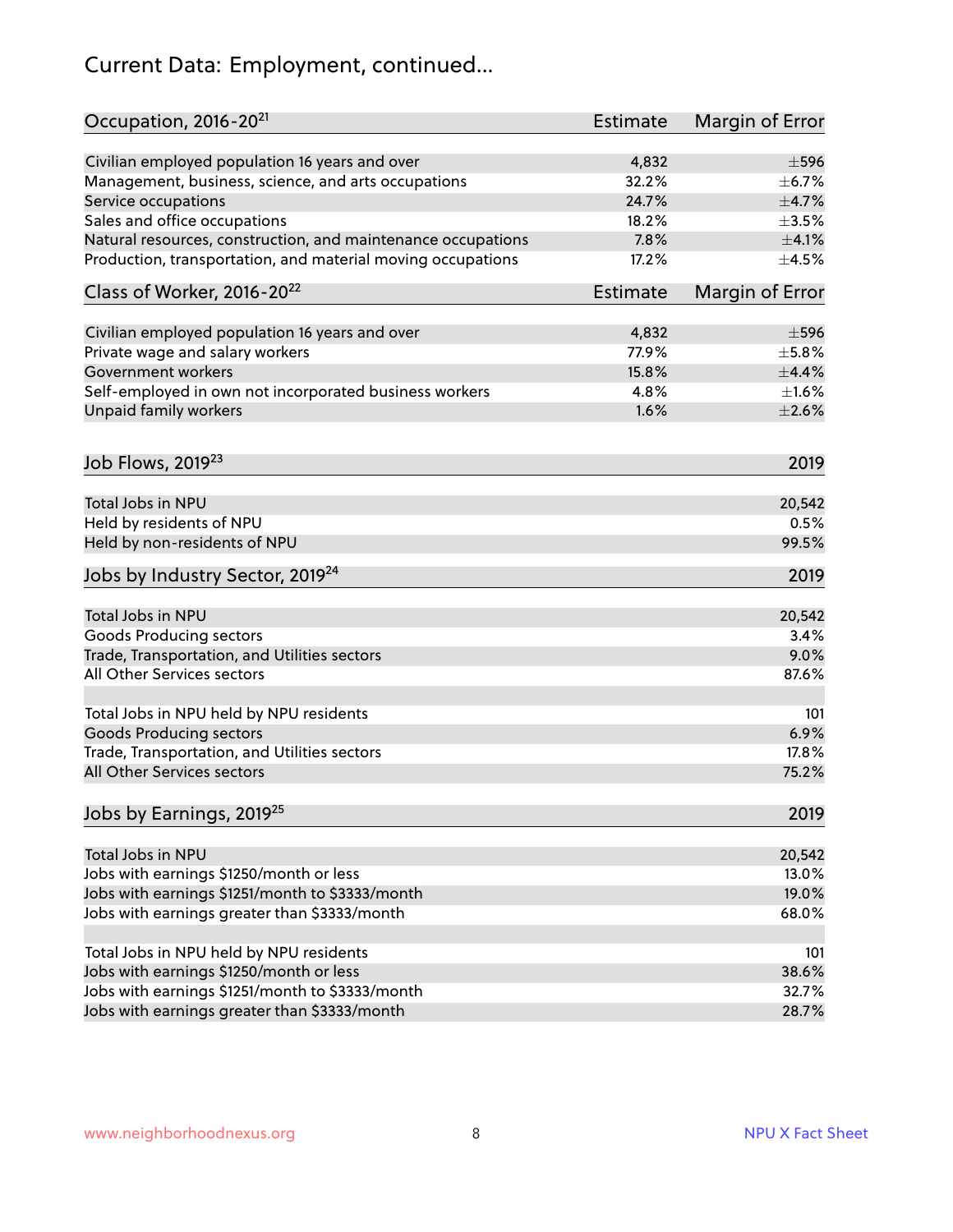# Current Data: Employment, continued...

| Occupation, 2016-20[21] | Estimate | Margin of Error |
|---|---|---|
| Civilian employed population 16 years and over | 4,832 | ±596 |
| Management, business, science, and arts occupations | 32.2% | ±6.7% |
| Service occupations | 24.7% | ±4.7% |
| Sales and office occupations | 18.2% | ±3.5% |
| Natural resources, construction, and maintenance occupations | 7.8% | ±4.1% |
| Production, transportation, and material moving occupations | 17.2% | ±4.5% |

| Class of Worker, 2016-20[22] | Estimate | Margin of Error |
|---|---|---|
| Civilian employed population 16 years and over | 4,832 | ±596 |
| Private wage and salary workers | 77.9% | ±5.8% |
| Government workers | 15.8% | ±4.4% |
| Self-employed in own not incorporated business workers | 4.8% | ±1.6% |
| Unpaid family workers | 1.6% | ±2.6% |

| Job Flows, 2019[23] | 2019 |
|---|---|
| Total Jobs in NPU | 20,542 |
| Held by residents of NPU | 0.5% |
| Held by non-residents of NPU | 99.5% |

| Jobs by Industry Sector, 2019[24] | 2019 |
|---|---|
| Total Jobs in NPU | 20,542 |
| Goods Producing sectors | 3.4% |
| Trade, Transportation, and Utilities sectors | 9.0% |
| All Other Services sectors | 87.6% |
| | |
| Total Jobs in NPU held by NPU residents | 101 |
| Goods Producing sectors | 6.9% |
| Trade, Transportation, and Utilities sectors | 17.8% |
| All Other Services sectors | 75.2% |

| Jobs by Earnings, 2019[25] | 2019 |
|---|---|
| Total Jobs in NPU | 20,542 |
| Jobs with earnings $1250/month or less | 13.0% |
| Jobs with earnings $1251/month to $3333/month | 19.0% |
| Jobs with earnings greater than $3333/month | 68.0% |
| | |
| Total Jobs in NPU held by NPU residents | 101 |
| Jobs with earnings $1250/month or less | 38.6% |
| Jobs with earnings $1251/month to $3333/month | 32.7% |
| Jobs with earnings greater than $3333/month | 28.7% |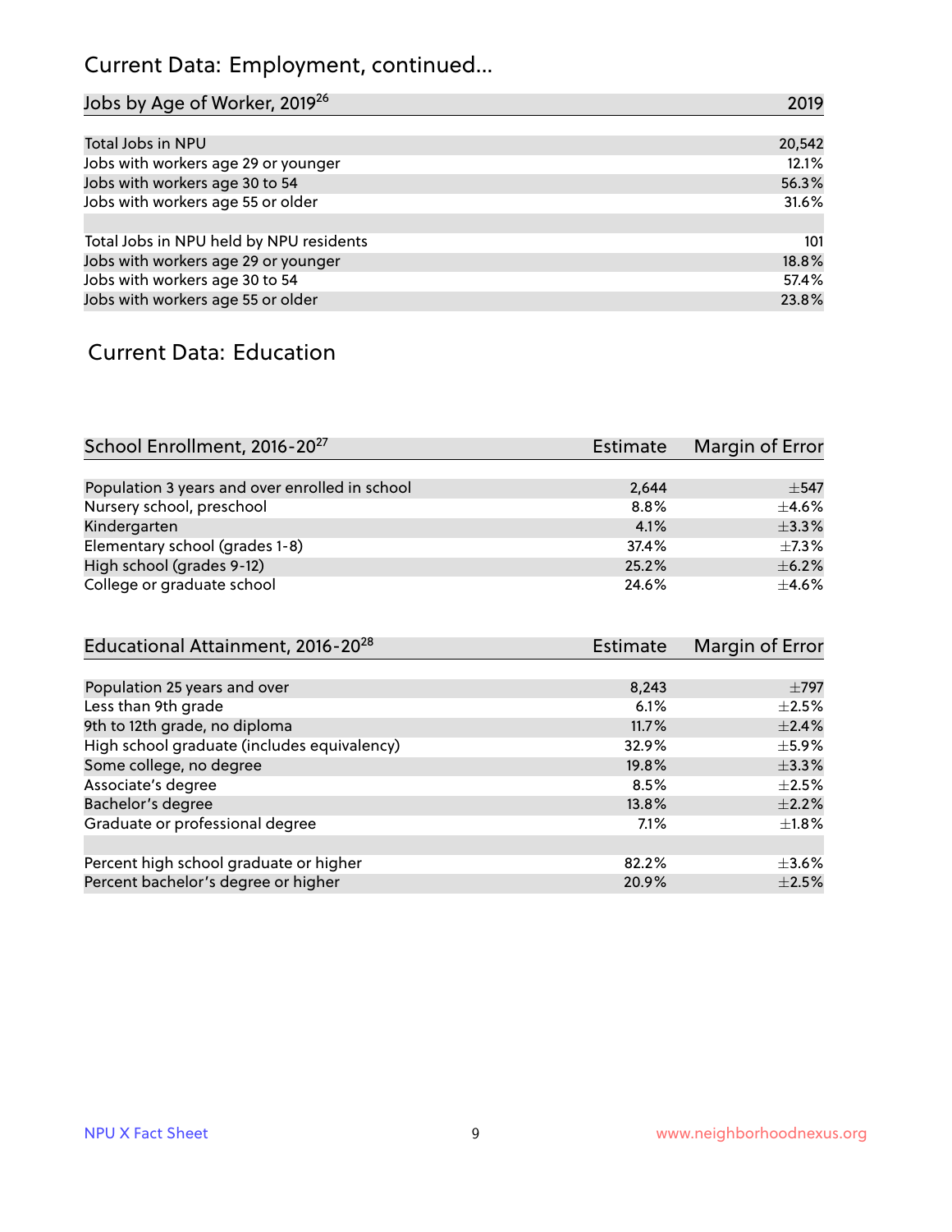## Current Data: Employment, continued...

| Jobs by Age of Worker, 2019[26] | 2019 |
|---|---|
| Total Jobs in NPU | 20,542 |
| Jobs with workers age 29 or younger | 12.1% |
| Jobs with workers age 30 to 54 | 56.3% |
| Jobs with workers age 55 or older | 31.6% |
| | |
| Total Jobs in NPU held by NPU residents | 101 |
| Jobs with workers age 29 or younger | 18.8% |
| Jobs with workers age 30 to 54 | 57.4% |
| Jobs with workers age 55 or older | 23.8% |

## Current Data: Education

| School Enrollment, 2016-20[27] | Estimate | Margin of Error |
|---|---|---|
| Population 3 years and over enrolled in school | 2,644 | ±547 |
| Nursery school, preschool | 8.8% | ±4.6% |
| Kindergarten | 4.1% | ±3.3% |
| Elementary school (grades 1-8) | 37.4% | ±7.3% |
| High school (grades 9-12) | 25.2% | ±6.2% |
| College or graduate school | 24.6% | ±4.6% |

| Educational Attainment, 2016-20[28] | Estimate | Margin of Error |
|---|---|---|
| Population 25 years and over | 8,243 | ±797 |
| Less than 9th grade | 6.1% | ±2.5% |
| 9th to 12th grade, no diploma | 11.7% | ±2.4% |
| High school graduate (includes equivalency) | 32.9% | ±5.9% |
| Some college, no degree | 19.8% | ±3.3% |
| Associate's degree | 8.5% | ±2.5% |
| Bachelor's degree | 13.8% | ±2.2% |
| Graduate or professional degree | 7.1% | ±1.8% |
| | | |
| Percent high school graduate or higher | 82.2% | ±3.6% |
| Percent bachelor's degree or higher | 20.9% | ±2.5% |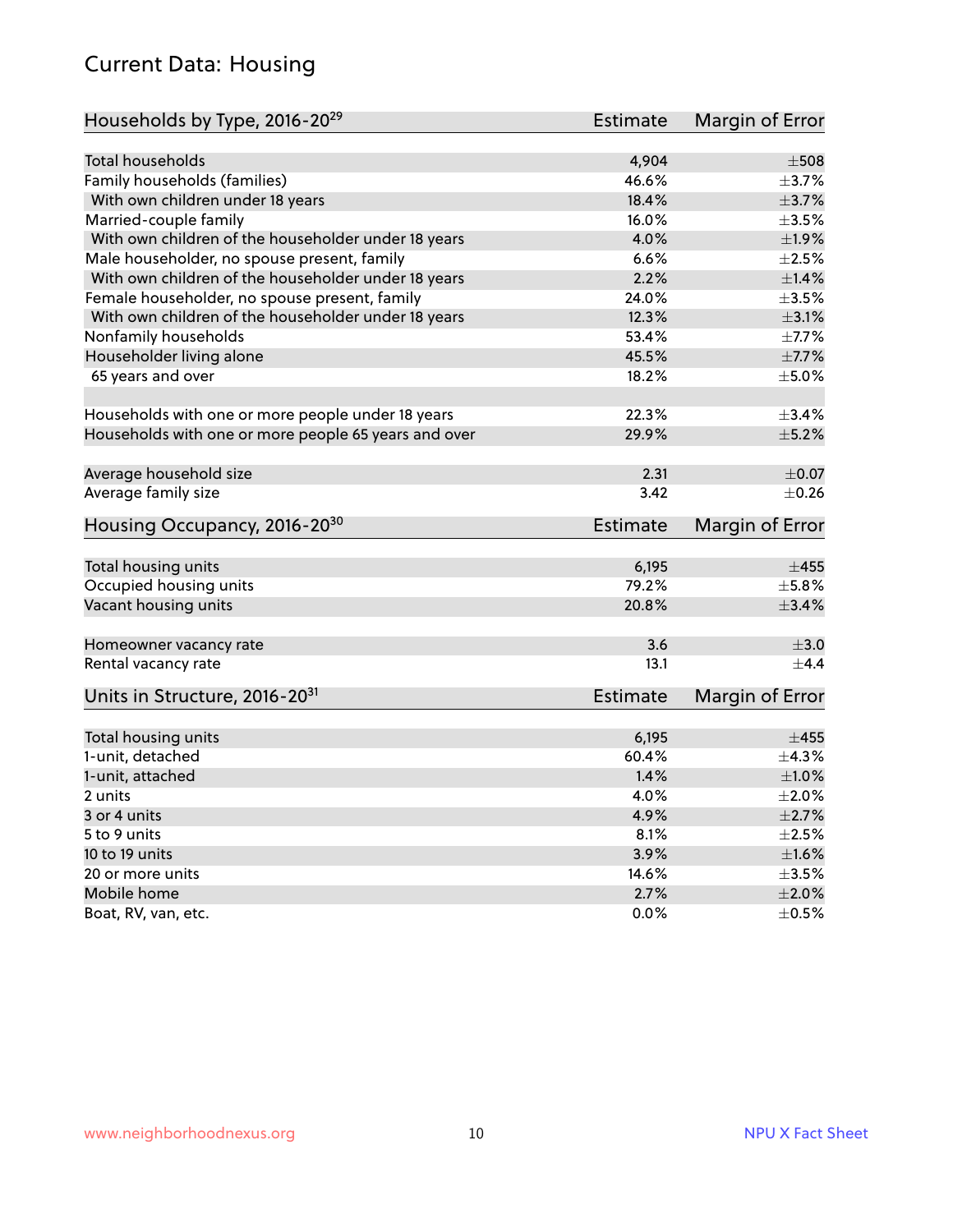## Current Data: Housing

| Households by Type, 2016-20[29] | Estimate | Margin of Error |
|---|---|---|
| Total households | 4,904 | ±508 |
| Family households (families) | 46.6% | ±3.7% |
| With own children under 18 years | 18.4% | ±3.7% |
| Married-couple family | 16.0% | ±3.5% |
| With own children of the householder under 18 years | 4.0% | ±1.9% |
| Male householder, no spouse present, family | 6.6% | ±2.5% |
| With own children of the householder under 18 years | 2.2% | ±1.4% |
| Female householder, no spouse present, family | 24.0% | ±3.5% |
| With own children of the householder under 18 years | 12.3% | ±3.1% |
| Nonfamily households | 53.4% | ±7.7% |
| Householder living alone | 45.5% | ±7.7% |
| 65 years and over | 18.2% | ±5.0% |
| | | |
| Households with one or more people under 18 years | 22.3% | ±3.4% |
| Households with one or more people 65 years and over | 29.9% | ±5.2% |
| | | |
| Average household size | 2.31 | ±0.07 |
| Average family size | 3.42 | ±0.26 |

| Housing Occupancy, 2016-20[30] | Estimate | Margin of Error |
|---|---|---|
| Total housing units | 6,195 | ±455 |
| Occupied housing units | 79.2% | ±5.8% |
| Vacant housing units | 20.8% | ±3.4% |
| | | |
| Homeowner vacancy rate | 3.6 | ±3.0 |
| Rental vacancy rate | 13.1 | ±4.4 |

| Units in Structure, 2016-20[31] | Estimate | Margin of Error |
|---|---|---|
| Total housing units | 6,195 | ±455 |
| 1-unit, detached | 60.4% | ±4.3% |
| 1-unit, attached | 1.4% | ±1.0% |
| 2 units | 4.0% | ±2.0% |
| 3 or 4 units | 4.9% | ±2.7% |
| 5 to 9 units | 8.1% | ±2.5% |
| 10 to 19 units | 3.9% | ±1.6% |
| 20 or more units | 14.6% | ±3.5% |
| Mobile home | 2.7% | ±2.0% |
| Boat, RV, van, etc. | 0.0% | ±0.5% |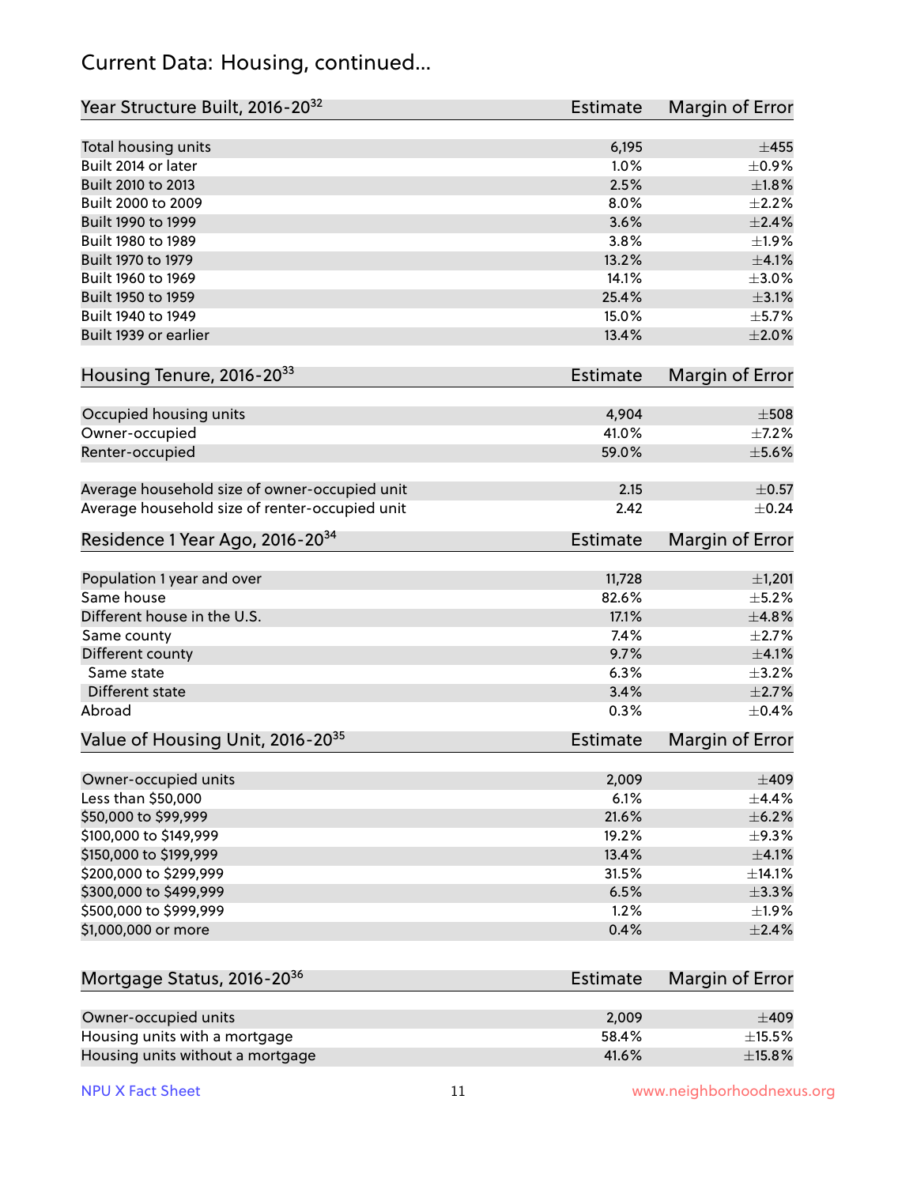# Current Data: Housing, continued...

| Year Structure Built, 2016-20[32] | Estimate | Margin of Error |
|---|---|---|
| Total housing units | 6,195 | ±455 |
| Built 2014 or later | 1.0% | ±0.9% |
| Built 2010 to 2013 | 2.5% | ±1.8% |
| Built 2000 to 2009 | 8.0% | ±2.2% |
| Built 1990 to 1999 | 3.6% | ±2.4% |
| Built 1980 to 1989 | 3.8% | ±1.9% |
| Built 1970 to 1979 | 13.2% | ±4.1% |
| Built 1960 to 1969 | 14.1% | ±3.0% |
| Built 1950 to 1959 | 25.4% | ±3.1% |
| Built 1940 to 1949 | 15.0% | ±5.7% |
| Built 1939 or earlier | 13.4% | ±2.0% |

| Housing Tenure, 2016-20[33] | Estimate | Margin of Error |
|---|---|---|
| Occupied housing units | 4,904 | ±508 |
| Owner-occupied | 41.0% | ±7.2% |
| Renter-occupied | 59.0% | ±5.6% |
| | | |
| Average household size of owner-occupied unit | 2.15 | ±0.57 |
| Average household size of renter-occupied unit | 2.42 | ±0.24 |

| Residence 1 Year Ago, 2016-20[34] | Estimate | Margin of Error |
|---|---|---|
| Population 1 year and over | 11,728 | ±1,201 |
| Same house | 82.6% | ±5.2% |
| Different house in the U.S. | 17.1% | ±4.8% |
| Same county | 7.4% | ±2.7% |
| Different county | 9.7% | ±4.1% |
| Same state | 6.3% | ±3.2% |
| Different state | 3.4% | ±2.7% |
| Abroad | 0.3% | ±0.4% |

| Value of Housing Unit, 2016-20[35] | Estimate | Margin of Error |
|---|---|---|
| Owner-occupied units | 2,009 | ±409 |
| Less than $50,000 | 6.1% | ±4.4% |
| $50,000 to $99,999 | 21.6% | ±6.2% |
| $100,000 to $149,999 | 19.2% | ±9.3% |
| $150,000 to $199,999 | 13.4% | ±4.1% |
| $200,000 to $299,999 | 31.5% | ±14.1% |
| $300,000 to $499,999 | 6.5% | ±3.3% |
| $500,000 to $999,999 | 1.2% | ±1.9% |
| $1,000,000 or more | 0.4% | ±2.4% |

| Mortgage Status, 2016-20[36] | Estimate | Margin of Error |
|---|---|---|
| Owner-occupied units | 2,009 | ±409 |
| Housing units with a mortgage | 58.4% | ±15.5% |
| Housing units without a mortgage | 41.6% | ±15.8% |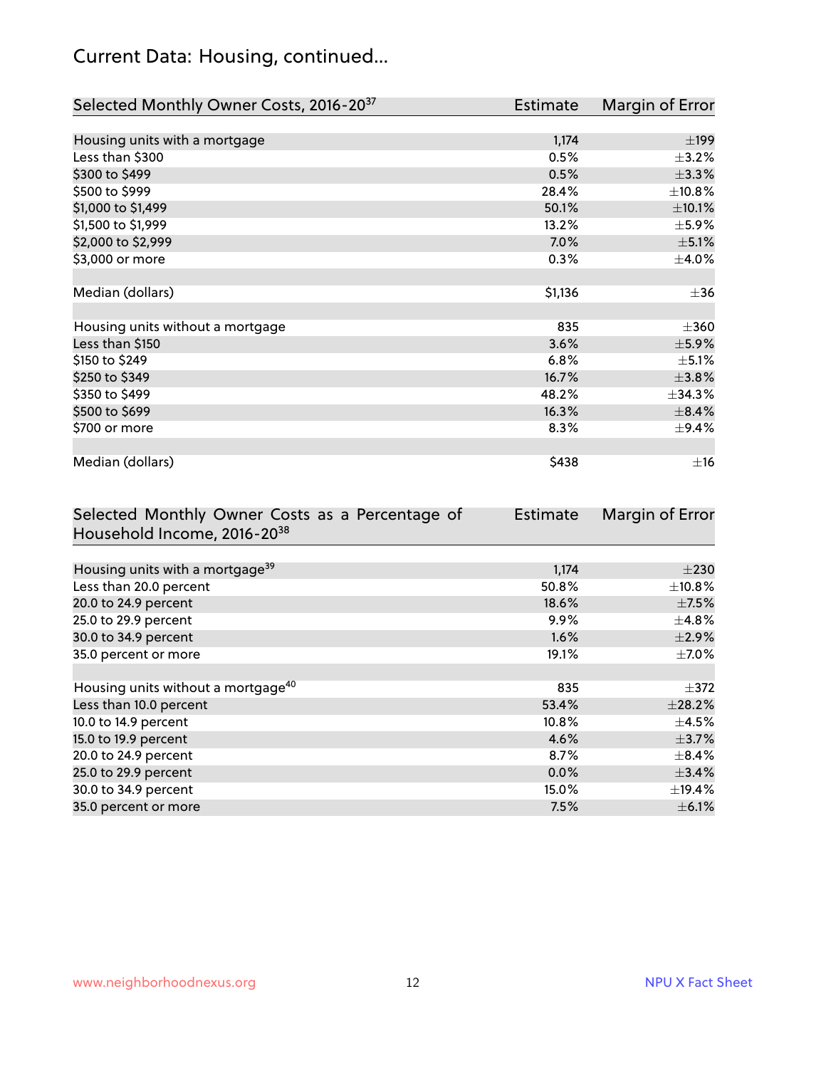## Current Data: Housing, continued...

| Selected Monthly Owner Costs, 2016-20[37] | Estimate | Margin of Error |
|---|---|---|
| Housing units with a mortgage | 1,174 | ±199 |
| Less than $300 | 0.5% | ±3.2% |
| $300 to $499 | 0.5% | ±3.3% |
| $500 to $999 | 28.4% | ±10.8% |
| $1,000 to $1,499 | 50.1% | ±10.1% |
| $1,500 to $1,999 | 13.2% | ±5.9% |
| $2,000 to $2,999 | 7.0% | ±5.1% |
| $3,000 or more | 0.3% | ±4.0% |
| | | |
| Median (dollars) | $1,136 | ±36 |
| | | |
| Housing units without a mortgage | 835 | ±360 |
| Less than $150 | 3.6% | ±5.9% |
| $150 to $249 | 6.8% | ±5.1% |
| $250 to $349 | 16.7% | ±3.8% |
| $350 to $499 | 48.2% | ±34.3% |
| $500 to $699 | 16.3% | ±8.4% |
| $700 or more | 8.3% | ±9.4% |
| | | |
| Median (dollars) | $438 | ±16 |

| Selected Monthly Owner Costs as a Percentage of Household Income, 2016-20[38] | Estimate | Margin of Error |
|---|---|---|
| Housing units with a mortgage[39] | 1,174 | ±230 |
| Less than 20.0 percent | 50.8% | ±10.8% |
| 20.0 to 24.9 percent | 18.6% | ±7.5% |
| 25.0 to 29.9 percent | 9.9% | ±4.8% |
| 30.0 to 34.9 percent | 1.6% | ±2.9% |
| 35.0 percent or more | 19.1% | ±7.0% |
| | | |
| Housing units without a mortgage[40] | 835 | ±372 |
| Less than 10.0 percent | 53.4% | ±28.2% |
| 10.0 to 14.9 percent | 10.8% | ±4.5% |
| 15.0 to 19.9 percent | 4.6% | ±3.7% |
| 20.0 to 24.9 percent | 8.7% | ±8.4% |
| 25.0 to 29.9 percent | 0.0% | ±3.4% |
| 30.0 to 34.9 percent | 15.0% | ±19.4% |
| 35.0 percent or more | 7.5% | ±6.1% |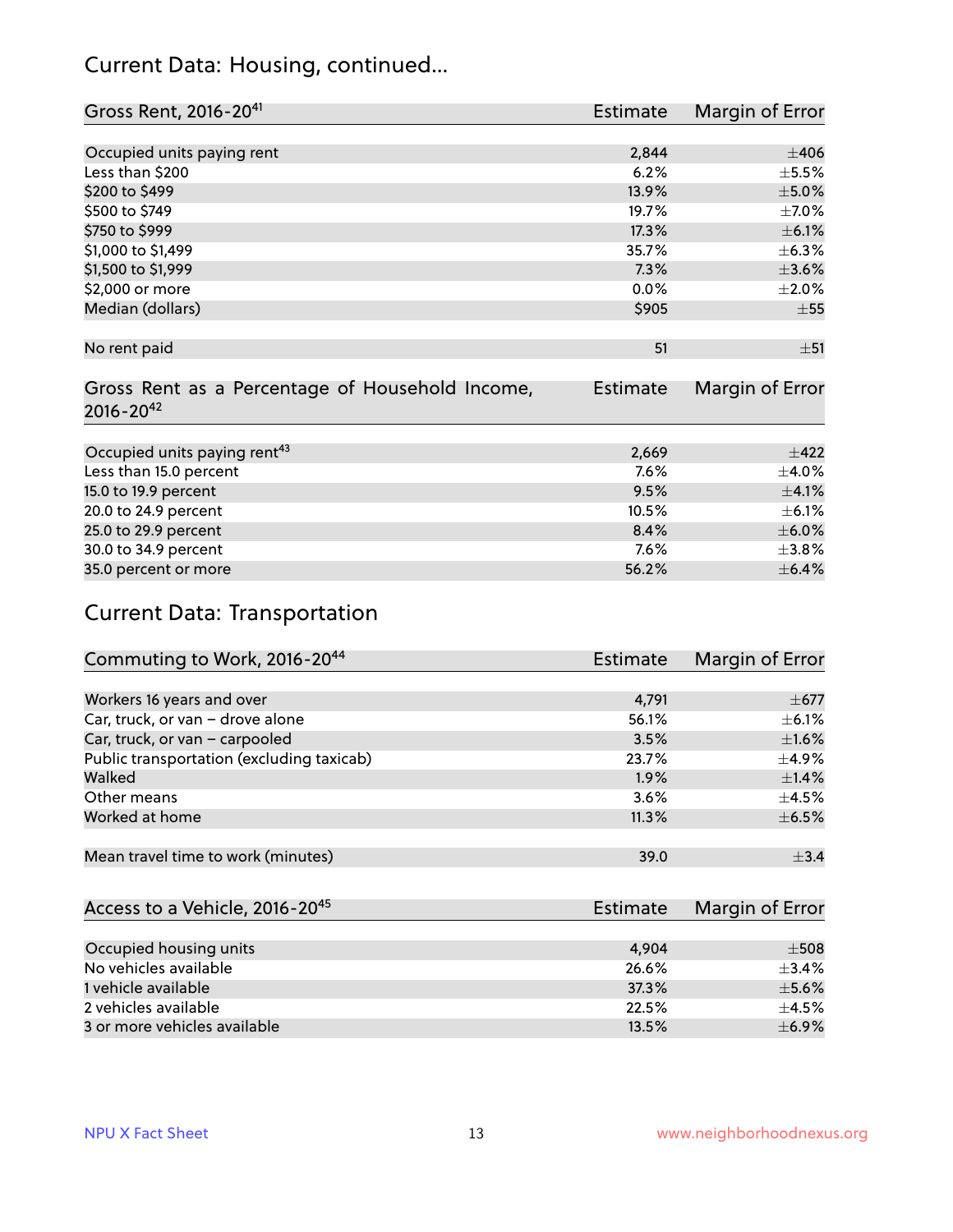## Current Data: Housing, continued...

| Gross Rent, 2016-20[41] | Estimate | Margin of Error |
|---|---|---|
| Occupied units paying rent | 2,844 | ±406 |
| Less than $200 | 6.2% | ±5.5% |
| $200 to $499 | 13.9% | ±5.0% |
| $500 to $749 | 19.7% | ±7.0% |
| $750 to $999 | 17.3% | ±6.1% |
| $1,000 to $1,499 | 35.7% | ±6.3% |
| $1,500 to $1,999 | 7.3% | ±3.6% |
| $2,000 or more | 0.0% | ±2.0% |
| Median (dollars) | $905 | ±55 |
| No rent paid | 51 | ±51 |

| Gross Rent as a Percentage of Household Income, 2016-20[42] | Estimate | Margin of Error |
|---|---|---|
| Occupied units paying rent[43] | 2,669 | ±422 |
| Less than 15.0 percent | 7.6% | ±4.0% |
| 15.0 to 19.9 percent | 9.5% | ±4.1% |
| 20.0 to 24.9 percent | 10.5% | ±6.1% |
| 25.0 to 29.9 percent | 8.4% | ±6.0% |
| 30.0 to 34.9 percent | 7.6% | ±3.8% |
| 35.0 percent or more | 56.2% | ±6.4% |

## Current Data: Transportation

| Commuting to Work, 2016-20[44] | Estimate | Margin of Error |
|---|---|---|
| Workers 16 years and over | 4,791 | ±677 |
| Car, truck, or van – drove alone | 56.1% | ±6.1% |
| Car, truck, or van – carpooled | 3.5% | ±1.6% |
| Public transportation (excluding taxicab) | 23.7% | ±4.9% |
| Walked | 1.9% | ±1.4% |
| Other means | 3.6% | ±4.5% |
| Worked at home | 11.3% | ±6.5% |
| Mean travel time to work (minutes) | 39.0 | ±3.4 |

| Access to a Vehicle, 2016-20[45] | Estimate | Margin of Error |
|---|---|---|
| Occupied housing units | 4,904 | ±508 |
| No vehicles available | 26.6% | ±3.4% |
| 1 vehicle available | 37.3% | ±5.6% |
| 2 vehicles available | 22.5% | ±4.5% |
| 3 or more vehicles available | 13.5% | ±6.9% |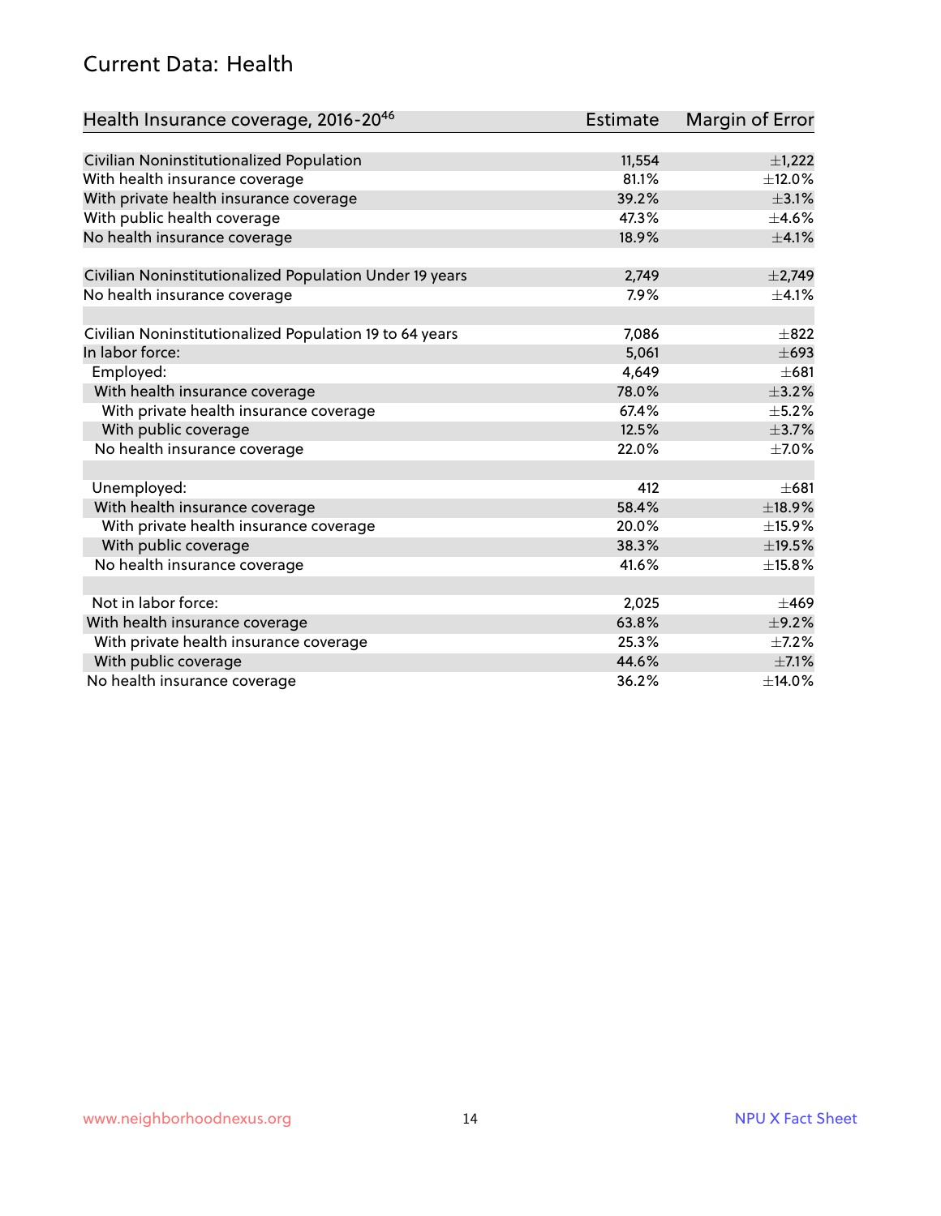## Current Data: Health

| Health Insurance coverage, 2016-20[46] | Estimate | Margin of Error |
|---|---|---|
| Civilian Noninstitutionalized Population | 11,554 | ±1,222 |
| With health insurance coverage | 81.1% | ±12.0% |
| With private health insurance coverage | 39.2% | ±3.1% |
| With public health coverage | 47.3% | ±4.6% |
| No health insurance coverage | 18.9% | ±4.1% |
| | | |
| Civilian Noninstitutionalized Population Under 19 years | 2,749 | ±2,749 |
| No health insurance coverage | 7.9% | ±4.1% |
| | | |
| Civilian Noninstitutionalized Population 19 to 64 years | 7,086 | ±822 |
| In labor force: | 5,061 | ±693 |
| Employed: | 4,649 | ±681 |
| With health insurance coverage | 78.0% | ±3.2% |
| With private health insurance coverage | 67.4% | ±5.2% |
| With public coverage | 12.5% | ±3.7% |
| No health insurance coverage | 22.0% | ±7.0% |
| | | |
| Unemployed: | 412 | ±681 |
| With health insurance coverage | 58.4% | ±18.9% |
| With private health insurance coverage | 20.0% | ±15.9% |
| With public coverage | 38.3% | ±19.5% |
| No health insurance coverage | 41.6% | ±15.8% |
| | | |
| Not in labor force: | 2,025 | ±469 |
| With health insurance coverage | 63.8% | ±9.2% |
| With private health insurance coverage | 25.3% | ±7.2% |
| With public coverage | 44.6% | ±7.1% |
| No health insurance coverage | 36.2% | ±14.0% |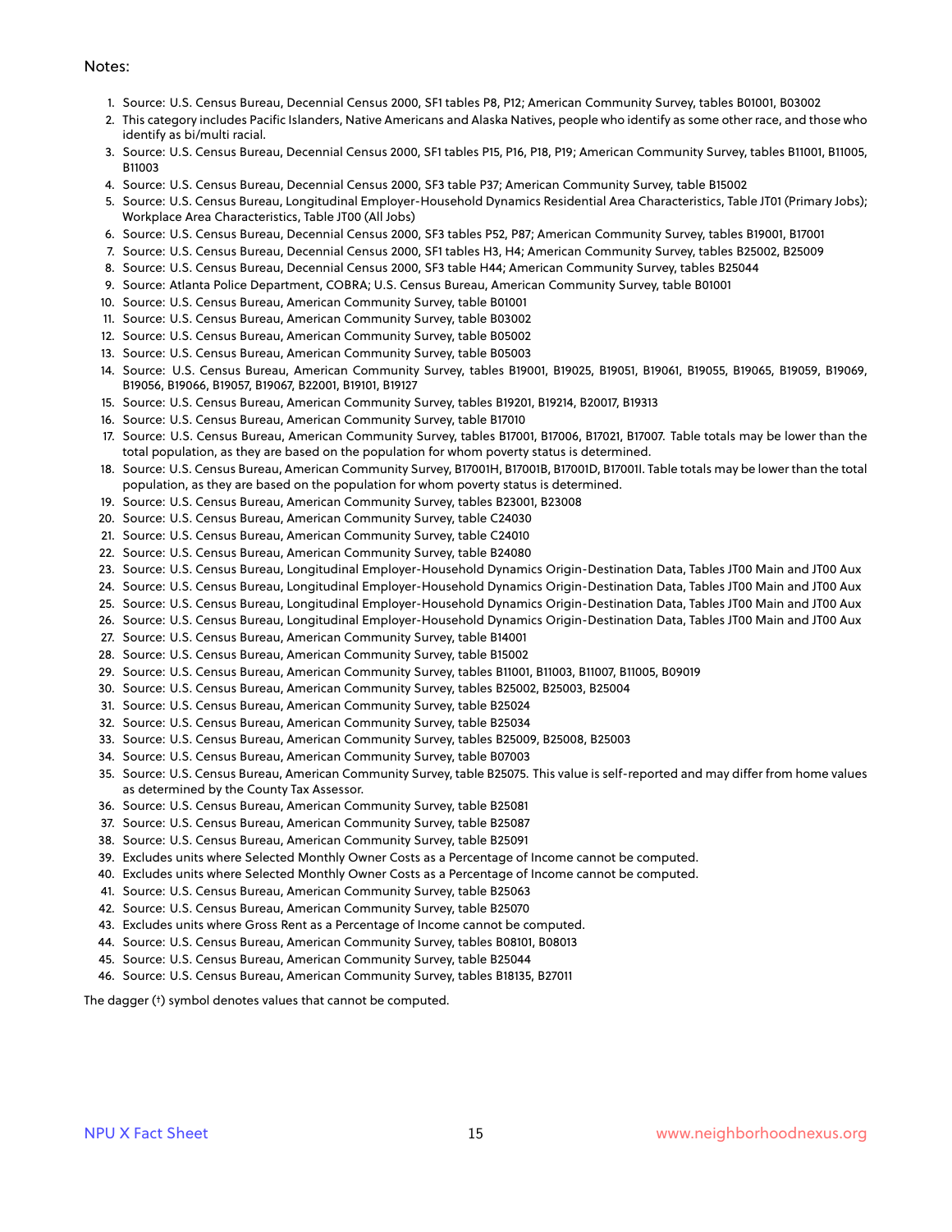Notes:

1. Source: U.S. Census Bureau, Decennial Census 2000, SF1 tables P8, P12; American Community Survey, tables B01001, B03002
2. This category includes Pacific Islanders, Native Americans and Alaska Natives, people who identify as some other race, and those who identify as bi/multi racial.
3. Source: U.S. Census Bureau, Decennial Census 2000, SF1 tables P15, P16, P18, P19; American Community Survey, tables B11001, B11005, B11003
4. Source: U.S. Census Bureau, Decennial Census 2000, SF3 table P37; American Community Survey, table B15002
5. Source: U.S. Census Bureau, Longitudinal Employer-Household Dynamics Residential Area Characteristics, Table JT01 (Primary Jobs); Workplace Area Characteristics, Table JT00 (All Jobs)
6. Source: U.S. Census Bureau, Decennial Census 2000, SF3 tables P52, P87; American Community Survey, tables B19001, B17001
7. Source: U.S. Census Bureau, Decennial Census 2000, SF1 tables H3, H4; American Community Survey, tables B25002, B25009
8. Source: U.S. Census Bureau, Decennial Census 2000, SF3 table H44; American Community Survey, tables B25044
9. Source: Atlanta Police Department, COBRA; U.S. Census Bureau, American Community Survey, table B01001
10. Source: U.S. Census Bureau, American Community Survey, table B01001
11. Source: U.S. Census Bureau, American Community Survey, table B03002
12. Source: U.S. Census Bureau, American Community Survey, table B05002
13. Source: U.S. Census Bureau, American Community Survey, table B05003
14. Source: U.S. Census Bureau, American Community Survey, tables B19001, B19025, B19051, B19061, B19055, B19065, B19059, B19069, B19056, B19066, B19057, B19067, B22001, B19101, B19127
15. Source: U.S. Census Bureau, American Community Survey, tables B19201, B19214, B20017, B19313
16. Source: U.S. Census Bureau, American Community Survey, table B17010
17. Source: U.S. Census Bureau, American Community Survey, tables B17001, B17006, B17021, B17007. Table totals may be lower than the total population, as they are based on the population for whom poverty status is determined.
18. Source: U.S. Census Bureau, American Community Survey, B17001H, B17001B, B17001D, B17001I. Table totals may be lower than the total population, as they are based on the population for whom poverty status is determined.
19. Source: U.S. Census Bureau, American Community Survey, tables B23001, B23008
20. Source: U.S. Census Bureau, American Community Survey, table C24030
21. Source: U.S. Census Bureau, American Community Survey, table C24010
22. Source: U.S. Census Bureau, American Community Survey, table B24080
23. Source: U.S. Census Bureau, Longitudinal Employer-Household Dynamics Origin-Destination Data, Tables JT00 Main and JT00 Aux
24. Source: U.S. Census Bureau, Longitudinal Employer-Household Dynamics Origin-Destination Data, Tables JT00 Main and JT00 Aux
25. Source: U.S. Census Bureau, Longitudinal Employer-Household Dynamics Origin-Destination Data, Tables JT00 Main and JT00 Aux
26. Source: U.S. Census Bureau, Longitudinal Employer-Household Dynamics Origin-Destination Data, Tables JT00 Main and JT00 Aux
27. Source: U.S. Census Bureau, American Community Survey, table B14001
28. Source: U.S. Census Bureau, American Community Survey, table B15002
29. Source: U.S. Census Bureau, American Community Survey, tables B11001, B11003, B11007, B11005, B09019
30. Source: U.S. Census Bureau, American Community Survey, tables B25002, B25003, B25004
31. Source: U.S. Census Bureau, American Community Survey, table B25024
32. Source: U.S. Census Bureau, American Community Survey, table B25034
33. Source: U.S. Census Bureau, American Community Survey, tables B25009, B25008, B25003
34. Source: U.S. Census Bureau, American Community Survey, table B07003
35. Source: U.S. Census Bureau, American Community Survey, table B25075. This value is self-reported and may differ from home values as determined by the County Tax Assessor.
36. Source: U.S. Census Bureau, American Community Survey, table B25081
37. Source: U.S. Census Bureau, American Community Survey, table B25087
38. Source: U.S. Census Bureau, American Community Survey, table B25091
39. Excludes units where Selected Monthly Owner Costs as a Percentage of Income cannot be computed.
40. Excludes units where Selected Monthly Owner Costs as a Percentage of Income cannot be computed.
41. Source: U.S. Census Bureau, American Community Survey, table B25063
42. Source: U.S. Census Bureau, American Community Survey, table B25070
43. Excludes units where Gross Rent as a Percentage of Income cannot be computed.
44. Source: U.S. Census Bureau, American Community Survey, tables B08101, B08013
45. Source: U.S. Census Bureau, American Community Survey, table B25044
46. Source: U.S. Census Bureau, American Community Survey, tables B18135, B27011

The dagger (†) symbol denotes values that cannot be computed.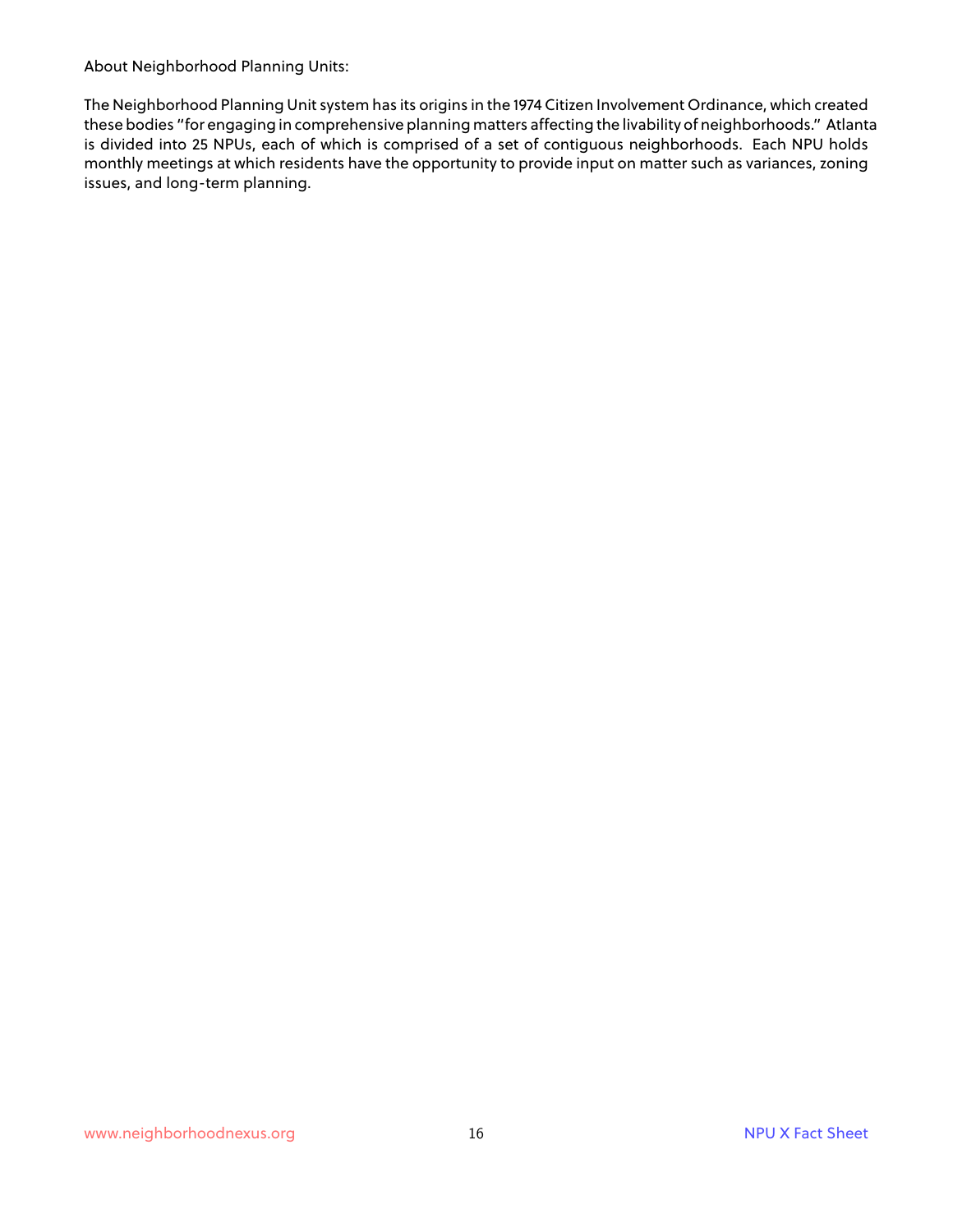About Neighborhood Planning Units:

The Neighborhood Planning Unit system has its origins in the 1974 Citizen Involvement Ordinance, which created these bodies "for engaging in comprehensive planning matters affecting the livability of neighborhoods." Atlanta is divided into 25 NPUs, each of which is comprised of a set of contiguous neighborhoods. Each NPU holds monthly meetings at which residents have the opportunity to provide input on matter such as variances, zoning issues, and long-term planning.